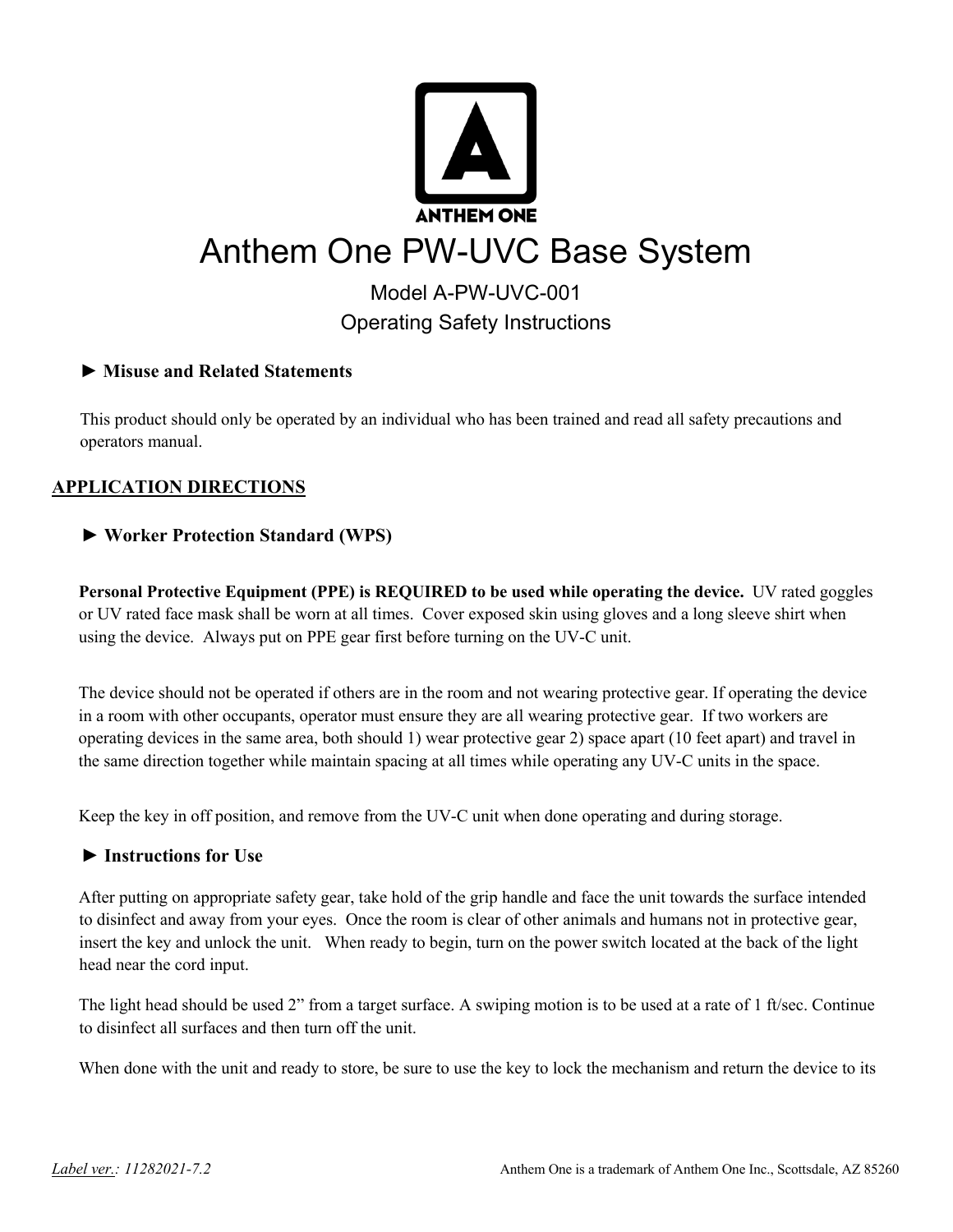ANTHEM ONE

# Anthem One PW-UVC Base System

Model A-PW-UVC-001

Operating Safety Instructions

### ► Misuse and Related Statements

This product should only be operated by an individual who has been trained and read all safety precautions and operators manual.

## APPLICATION DIRECTIONS

### ► Worker Protection Standard (WPS)

**Personal Protective Equipment (PPE) is REQUIRED to be used while operating the device.** UV rated goggles or UV rated face mask shall be worn at all times. Cover exposed skin using gloves and a long sleeve shirt when using the device. Always put on PPE gear first before turning on the UV-C unit.

The device should not be operated if others are in the room and not wearing protective gear. If operating the device in a room with other occupants, operator must ensure they are all wearing protective gear. If two workers are operating devices in the same area, both should 1) wear protective gear 2) space apart (10 feet apart) and travel in the same direction together while maintain spacing at all times while operating any UV-C units in the space.

Keep the key in off position, and remove from the UV-C unit when done operating and during storage.

### ► Instructions for Use

After putting on appropriate safety gear, take hold of the grip handle and face the unit towards the surface intended to disinfect and away from your eyes. Once the room is clear of other animals and humans not in protective gear, insert the key and unlock the unit. When ready to begin, turn on the power switch located at the back of the light head near the cord input.

The light head should be used 2" from a target surface. A swiping motion is to be used at a rate of 1 ft/sec. Continue to disinfect all surfaces and then turn off the unit.

When done with the unit and ready to store, be sure to use the key to lock the mechanism and return the device to its

*Label ver.: 11282021-7.2*

Anthem One is a trademark of Anthem One Inc., Scottsdale, AZ 85260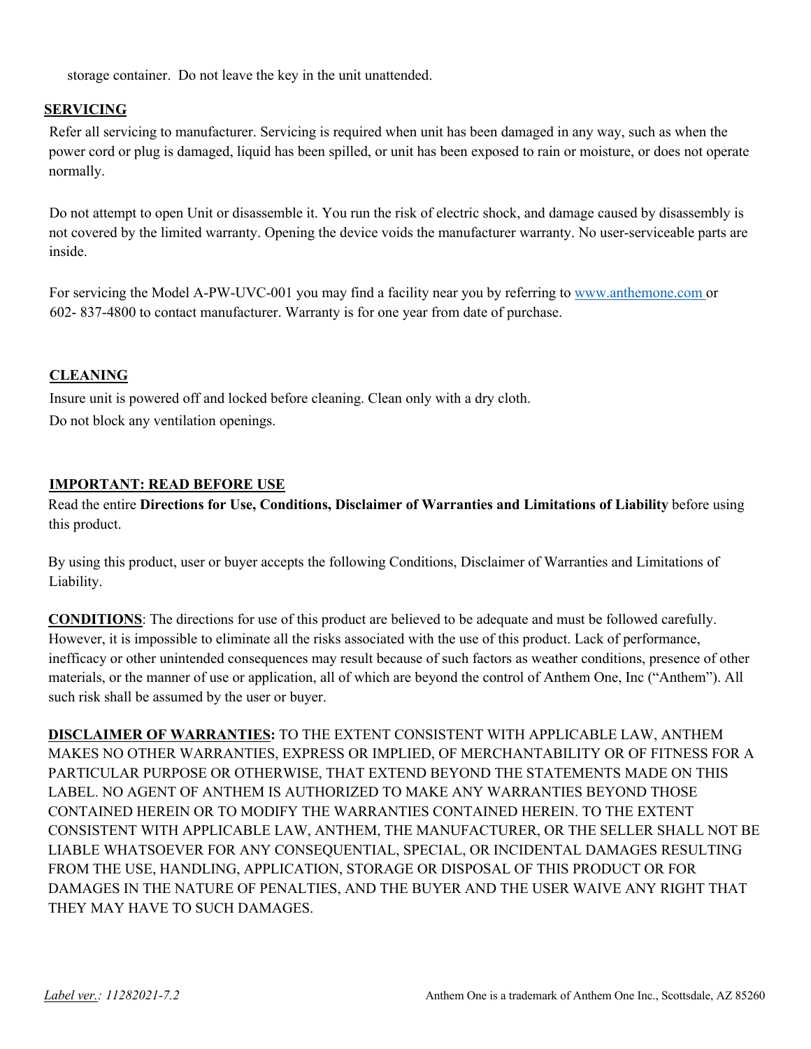storage container. Do not leave the key in the unit unattended.

## SERVICING

Refer all servicing to manufacturer. Servicing is required when unit has been damaged in any way, such as when the power cord or plug is damaged, liquid has been spilled, or unit has been exposed to rain or moisture, or does not operate normally.

Do not attempt to open Unit or disassemble it. You run the risk of electric shock, and damage caused by disassembly is not covered by the limited warranty. Opening the device voids the manufacturer warranty. No user-serviceable parts are inside.

For servicing the Model A-PW-UVC-001 you may find a facility near you by referring to [www.anthemone.com](http://www.anthemone.com) or 602- 837-4800 to contact manufacturer. Warranty is for one year from date of purchase.

## CLEANING

Insure unit is powered off and locked before cleaning. Clean only with a dry cloth.

Do not block any ventilation openings.

## IMPORTANT: READ BEFORE USE

Read the entire **Directions for Use, Conditions, Disclaimer of Warranties and Limitations of Liability** before using this product.

By using this product, user or buyer accepts the following Conditions, Disclaimer of Warranties and Limitations of Liability.

**CONDITIONS**: The directions for use of this product are believed to be adequate and must be followed carefully. However, it is impossible to eliminate all the risks associated with the use of this product. Lack of performance, inefficacy or other unintended consequences may result because of such factors as weather conditions, presence of other materials, or the manner of use or application, all of which are beyond the control of Anthem One, Inc ("Anthem"). All such risk shall be assumed by the user or buyer.

**DISCLAIMER OF WARRANTIES:** TO THE EXTENT CONSISTENT WITH APPLICABLE LAW, ANTHEM MAKES NO OTHER WARRANTIES, EXPRESS OR IMPLIED, OF MERCHANTABILITY OR OF FITNESS FOR A PARTICULAR PURPOSE OR OTHERWISE, THAT EXTEND BEYOND THE STATEMENTS MADE ON THIS LABEL. NO AGENT OF ANTHEM IS AUTHORIZED TO MAKE ANY WARRANTIES BEYOND THOSE CONTAINED HEREIN OR TO MODIFY THE WARRANTIES CONTAINED HEREIN. TO THE EXTENT CONSISTENT WITH APPLICABLE LAW, ANTHEM, THE MANUFACTURER, OR THE SELLER SHALL NOT BE LIABLE WHATSOEVER FOR ANY CONSEQUENTIAL, SPECIAL, OR INCIDENTAL DAMAGES RESULTING FROM THE USE, HANDLING, APPLICATION, STORAGE OR DISPOSAL OF THIS PRODUCT OR FOR DAMAGES IN THE NATURE OF PENALTIES, AND THE BUYER AND THE USER WAIVE ANY RIGHT THAT THEY MAY HAVE TO SUCH DAMAGES.

*Label ver.: 11282021-7.2* Anthem One is a trademark of Anthem One Inc., Scottsdale, AZ 85260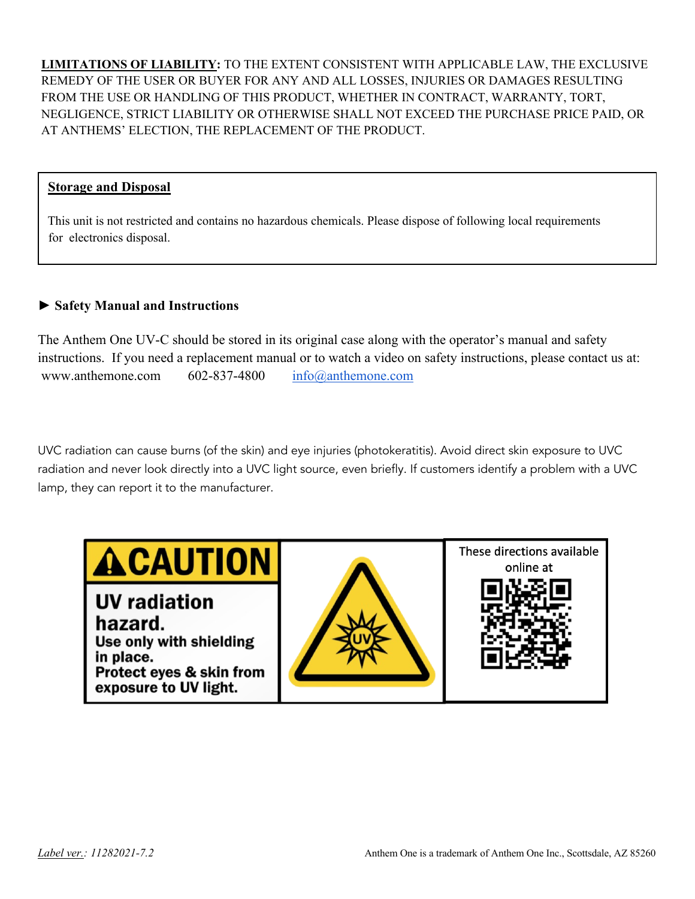**LIMITATIONS OF LIABILITY:** TO THE EXTENT CONSISTENT WITH APPLICABLE LAW, THE EXCLUSIVE REMEDY OF THE USER OR BUYER FOR ANY AND ALL LOSSES, INJURIES OR DAMAGES RESULTING FROM THE USE OR HANDLING OF THIS PRODUCT, WHETHER IN CONTRACT, WARRANTY, TORT, NEGLIGENCE, STRICT LIABILITY OR OTHERWISE SHALL NOT EXCEED THE PURCHASE PRICE PAID, OR AT ANTHEMS' ELECTION, THE REPLACEMENT OF THE PRODUCT.

**Storage and Disposal**

This unit is not restricted and contains no hazardous chemicals. Please dispose of following local requirements for electronics disposal.

### ► Safety Manual and Instructions

The Anthem One UV-C should be stored in its original case along with the operator's manual and safety instructions. If you need a replacement manual or to watch a video on safety instructions, please contact us at: www.anthemone.com 602-837-4800 info@anthemone.com

UVC radiation can cause burns (of the skin) and eye injuries (photokeratitis). Avoid direct skin exposure to UVC radiation and never look directly into a UVC light source, even briefly. If customers identify a problem with a UVC lamp, they can report it to the manufacturer.

**⚠CAUTION**

**UV radiation hazard.**
**Use only with shielding in place.**
**Protect eyes & skin from exposure to UV light.**

These directions available online at

*Label ver.: 11282021-7.2*

Anthem One is a trademark of Anthem One Inc., Scottsdale, AZ 85260